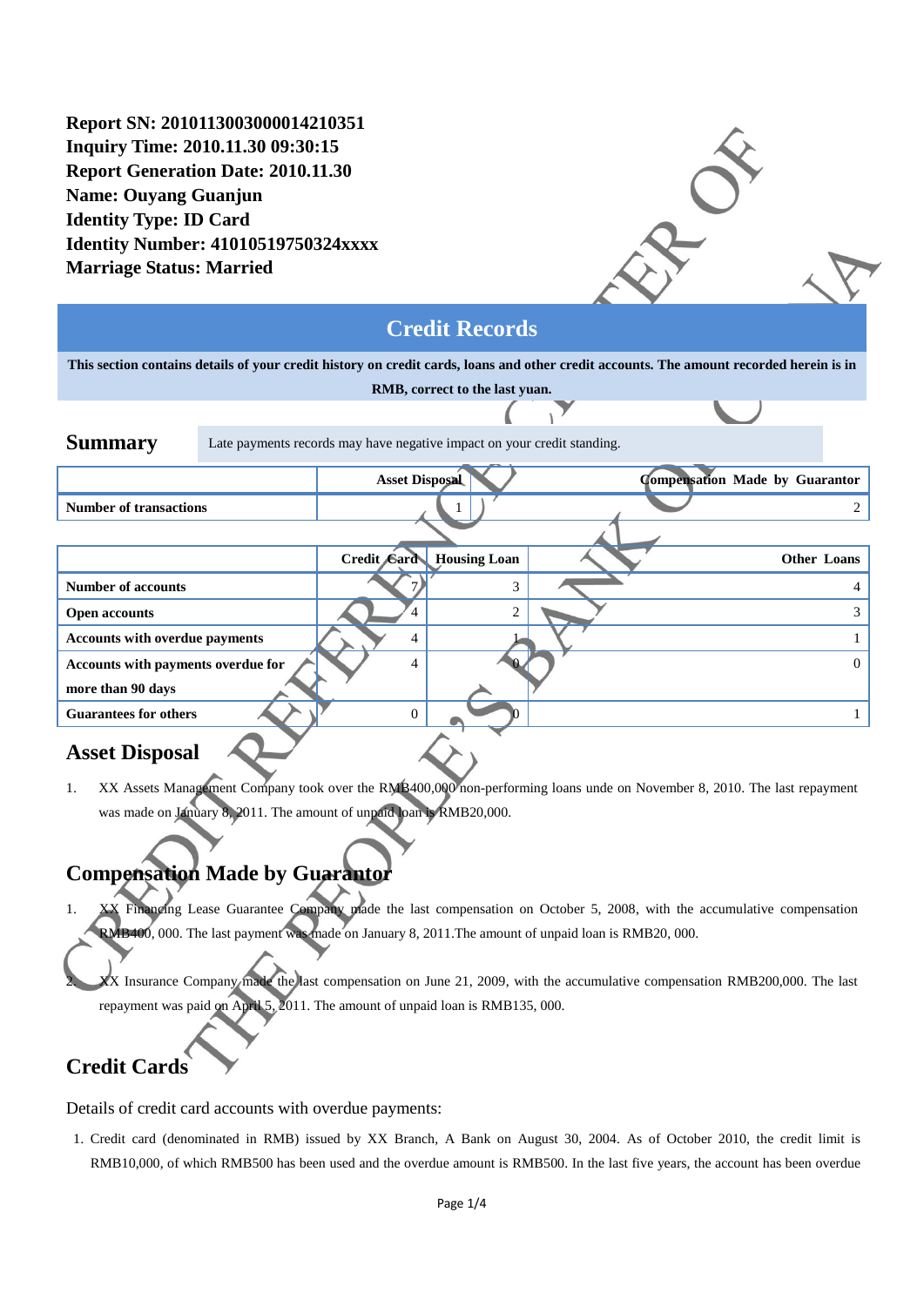**Report SN: 2010113003000014210351**
**Inquiry Time: 2010.11.30 09:30:15**
**Report Generation Date: 2010.11.30**
**Name: Ouyang Guanjun**
**Identity Type: ID Card**
**Identity Number: 41010519750324xxxx**
**Marriage Status: Married**

# Credit Records

**This section contains details of your credit history on credit cards, loans and other credit accounts. The amount recorded herein is in RMB, correct to the last yuan.**

## Summary

Late payments records may have negative impact on your credit standing.

| | Asset Disposal | Compensation Made by Guarantor |
|---|---|---|
| **Number of transactions** | 1 | 2 |

| | Credit Card | Housing Loan | Other Loans |
|---|---|---|---|
| **Number of accounts** | 7 | 3 | 4 |
| **Open accounts** | 4 | 2 | 3 |
| **Accounts with overdue payments** | 4 | 1 | 1 |
| **Accounts with payments overdue for more than 90 days** | 4 | 0 | 0 |
| **Guarantees for others** | 0 | 0 | 1 |

## Asset Disposal

1. XX Assets Management Company took over the RMB400,000 non-performing loans unde on November 8, 2010. The last repayment was made on January 8, 2011. The amount of unpaid loan is RMB20,000.

## Compensation Made by Guarantor

1. XX Financing Lease Guarantee Company made the last compensation on October 5, 2008, with the accumulative compensation RMB400, 000. The last payment was made on January 8, 2011.The amount of unpaid loan is RMB20, 000.

2. XX Insurance Company made the last compensation on June 21, 2009, with the accumulative compensation RMB200,000. The last repayment was paid on April 5, 2011. The amount of unpaid loan is RMB135, 000.

## Credit Cards

Details of credit card accounts with overdue payments:

1. Credit card (denominated in RMB) issued by XX Branch, A Bank on August 30, 2004. As of October 2010, the credit limit is RMB10,000, of which RMB500 has been used and the overdue amount is RMB500. In the last five years, the account has been overdue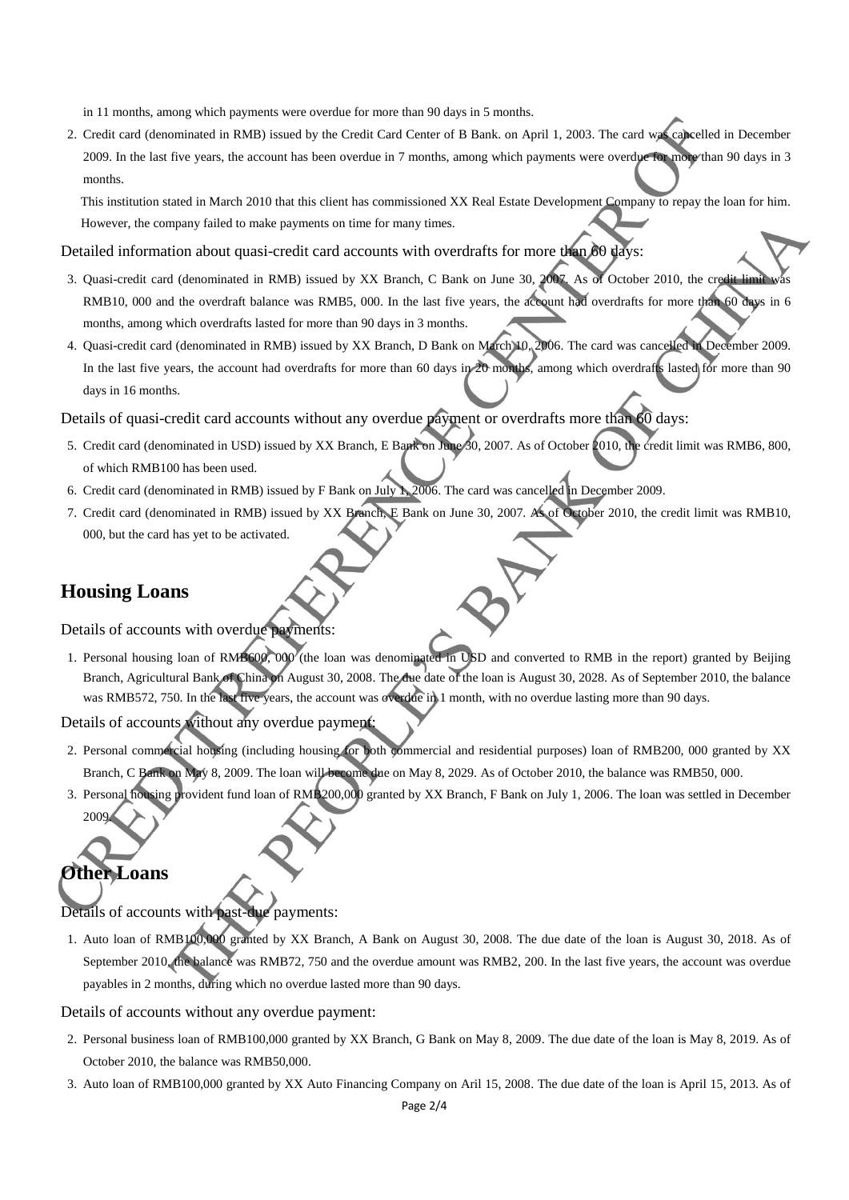in 11 months, among which payments were overdue for more than 90 days in 5 months.

2. Credit card (denominated in RMB) issued by the Credit Card Center of B Bank. on April 1, 2003. The card was cancelled in December 2009. In the last five years, the account has been overdue in 7 months, among which payments were overdue for more than 90 days in 3 months.

   This institution stated in March 2010 that this client has commissioned XX Real Estate Development Company to repay the loan for him. However, the company failed to make payments on time for many times.

Detailed information about quasi-credit card accounts with overdrafts for more than 60 days:

3. Quasi-credit card (denominated in RMB) issued by XX Branch, C Bank on June 30, 2007. As of October 2010, the credit limit was RMB10, 000 and the overdraft balance was RMB5, 000. In the last five years, the account had overdrafts for more than 60 days in 6 months, among which overdrafts lasted for more than 90 days in 3 months.
4. Quasi-credit card (denominated in RMB) issued by XX Branch, D Bank on March 10, 2006. The card was cancelled in December 2009. In the last five years, the account had overdrafts for more than 60 days in 20 months, among which overdrafts lasted for more than 90 days in 16 months.

Details of quasi-credit card accounts without any overdue payment or overdrafts more than 60 days:

5. Credit card (denominated in USD) issued by XX Branch, E Bank on June 30, 2007. As of October 2010, the credit limit was RMB6, 800, of which RMB100 has been used.
6. Credit card (denominated in RMB) issued by F Bank on July 1, 2006. The card was cancelled in December 2009.
7. Credit card (denominated in RMB) issued by XX Branch, E Bank on June 30, 2007. As of October 2010, the credit limit was RMB10, 000, but the card has yet to be activated.

## Housing Loans

Details of accounts with overdue payments:

1. Personal housing loan of RMB600, 000 (the loan was denominated in USD and converted to RMB in the report) granted by Beijing Branch, Agricultural Bank of China on August 30, 2008. The due date of the loan is August 30, 2028. As of September 2010, the balance was RMB572, 750. In the last five years, the account was overdue in 1 month, with no overdue lasting more than 90 days.

Details of accounts without any overdue payment:

2. Personal commercial housing (including housing for both commercial and residential purposes) loan of RMB200, 000 granted by XX Branch, C Bank on May 8, 2009. The loan will become due on May 8, 2029. As of October 2010, the balance was RMB50, 000.
3. Personal housing provident fund loan of RMB200,000 granted by XX Branch, F Bank on July 1, 2006. The loan was settled in December 2009.

## Other Loans

Details of accounts with past-due payments:

1. Auto loan of RMB100,000 granted by XX Branch, A Bank on August 30, 2008. The due date of the loan is August 30, 2018. As of September 2010, the balance was RMB72, 750 and the overdue amount was RMB2, 200. In the last five years, the account was overdue payables in 2 months, during which no overdue lasted more than 90 days.

Details of accounts without any overdue payment:

2. Personal business loan of RMB100,000 granted by XX Branch, G Bank on May 8, 2009. The due date of the loan is May 8, 2019. As of October 2010, the balance was RMB50,000.
3. Auto loan of RMB100,000 granted by XX Auto Financing Company on Aril 15, 2008. The due date of the loan is April 15, 2013. As of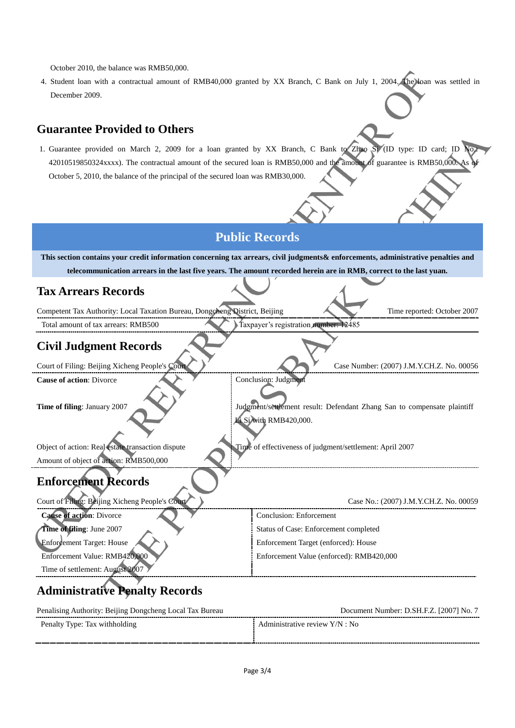October 2010, the balance was RMB50,000.

4. Student loan with a contractual amount of RMB40,000 granted by XX Branch, C Bank on July 1, 2004. The loan was settled in December 2009.

## Guarantee Provided to Others

1. Guarantee provided on March 2, 2009 for a loan granted by XX Branch, C Bank to Zhao Si (ID type: ID card; ID No.: 42010519850324xxxx). The contractual amount of the secured loan is RMB50,000 and the amount of guarantee is RMB50,000. As of October 5, 2010, the balance of the principal of the secured loan was RMB30,000.

# Public Records

**This section contains your credit information concerning tax arrears, civil judgments& enforcements, administrative penalties and telecommunication arrears in the last five years. The amount recorded herein are in RMB, correct to the last yuan.**

## Tax Arrears Records

| Competent Tax Authority: Local Taxation Bureau, Dongcheng District, Beijing | Time reported: October 2007 |
|---|---|
| Total amount of tax arrears: RMB500 | Taxpayer's registration number: 12485 |

## Civil Judgment Records

| Court of Filing: Beijing Xicheng People's Court | Case Number: (2007) J.M.Y.CH.Z. No. 00056 |
|---|---|
| **Cause of action**: Divorce | Conclusion: Judgment |
| **Time of filing**: January 2007 | Judgment/settlement result: Defendant Zhang San to compensate plaintiff Li Si with RMB420,000. |
| Object of action: Real estate transaction dispute<br>Amount of object of action: RMB500,000 | Time of effectiveness of judgment/settlement: April 2007 |

## Enforcement Records

| Court of Filing: Beijing Xicheng People's Court | Case No.: (2007) J.M.Y.CH.Z. No. 00059 |
|---|---|
| **Cause of action**: Divorce | Conclusion: Enforcement |
| **Time of filing**: June 2007 | Status of Case: Enforcement completed |
| Enforcement Target: House | Enforcement Target (enforced): House |
| Enforcement Value: RMB420,000 | Enforcement Value (enforced): RMB420,000 |
| Time of settlement: August 2007 | |

## Administrative Penalty Records

| Penalising Authority: Beijing Dongcheng Local Tax Bureau | Document Number: D.SH.F.Z. [2007] No. 7 |
|---|---|
| Penalty Type: Tax withholding | Administrative review Y/N : No |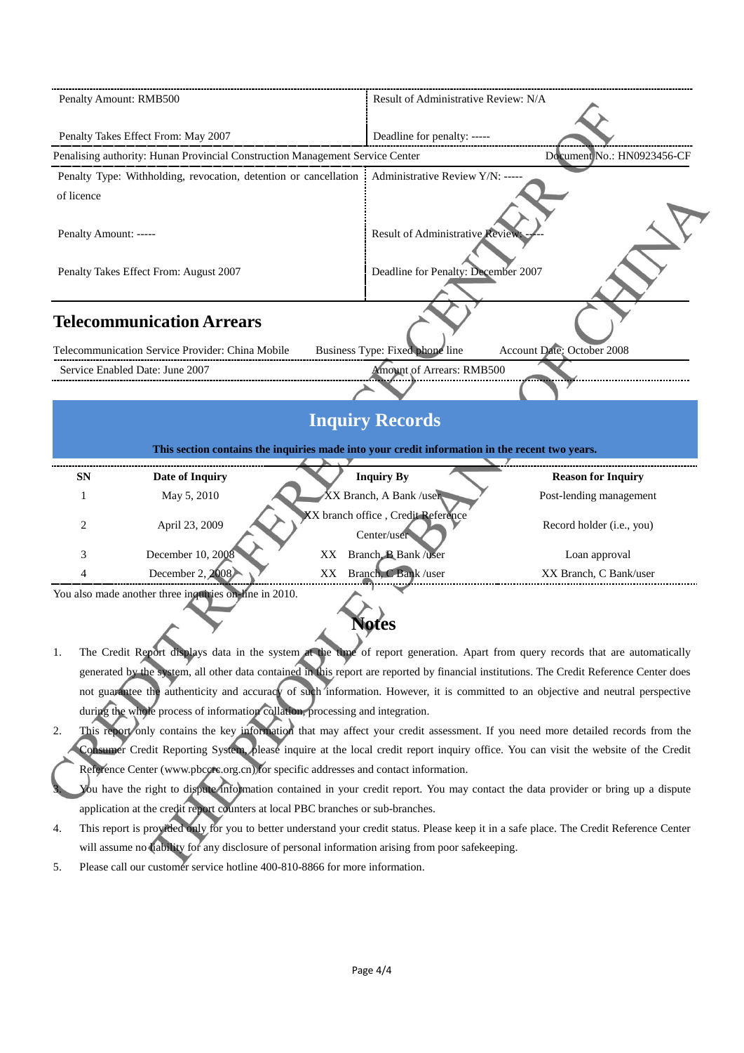| | |
|---|---|
| Penalty Amount: RMB500 | Result of Administrative Review: N/A |
| Penalty Takes Effect From: May 2007 | Deadline for penalty: ----- |

Penalising authority: Hunan Provincial Construction Management Service Center    Document No.: HN0923456-CF

| | |
|---|---|
| Penalty Type: Withholding, revocation, detention or cancellation of licence | Administrative Review Y/N: ----- |
| Penalty Amount: ----- | Result of Administrative Review: ----- |
| Penalty Takes Effect From: August 2007 | Deadline for Penalty: December 2007 |

## Telecommunication Arrears

| | | |
|---|---|---|
| Telecommunication Service Provider: China Mobile | Business Type: Fixed phone line | Account Date: October 2008 |
| Service Enabled Date: June 2007 | Amount of Arrears: RMB500 | |

## Inquiry Records

**This section contains the inquiries made into your credit information in the recent two years.**

| SN | Date of Inquiry | Inquiry By | Reason for Inquiry |
|---|---|---|---|
| 1 | May 5, 2010 | XX Branch, A Bank /user | Post-lending management |
| 2 | April 23, 2009 | XX branch office , Credit Reference Center/user | Record holder (i.e., you) |
| 3 | December 10, 2008 | XX Branch, B Bank /user | Loan approval |
| 4 | December 2, 2008 | XX Branch, C Bank /user | XX Branch, C Bank/user |

You also made another three inquiries on-line in 2010.

## Notes

1. The Credit Report displays data in the system at the time of report generation. Apart from query records that are automatically generated by the system, all other data contained in this report are reported by financial institutions. The Credit Reference Center does not guarantee the authenticity and accuracy of such information. However, it is committed to an objective and neutral perspective during the whole process of information collation, processing and integration.
2. This report only contains the key information that may affect your credit assessment. If you need more detailed records from the Consumer Credit Reporting System, please inquire at the local credit report inquiry office. You can visit the website of the Credit Reference Center (www.pbccrc.org.cn) for specific addresses and contact information.
3. You have the right to dispute information contained in your credit report. You may contact the data provider or bring up a dispute application at the credit report counters at local PBC branches or sub-branches.
4. This report is provided only for you to better understand your credit status. Please keep it in a safe place. The Credit Reference Center will assume no liability for any disclosure of personal information arising from poor safekeeping.
5. Please call our customer service hotline 400-810-8866 for more information.